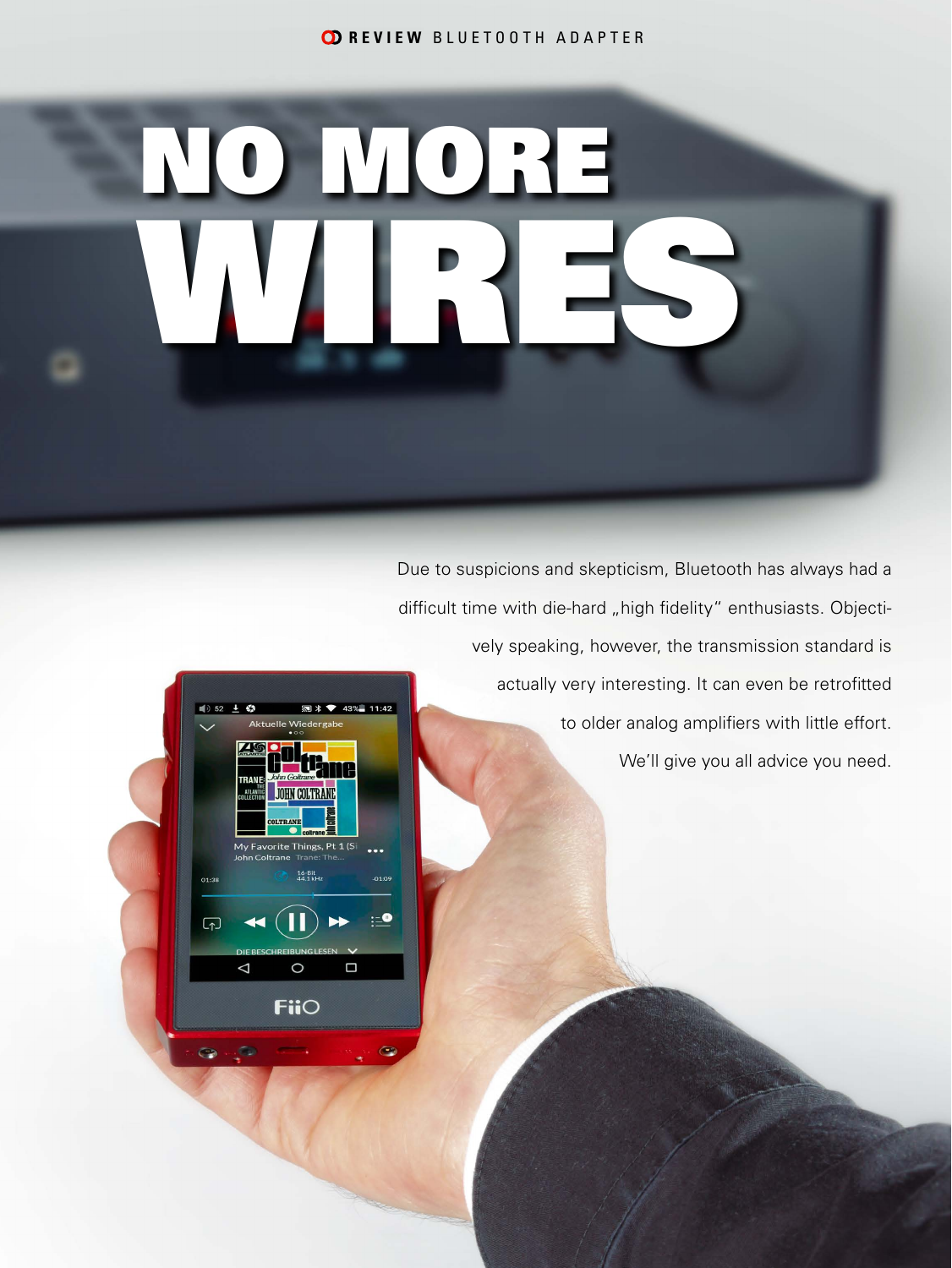REVIEW BLUETOOTH ADAPTER

# NO MORE WIRES

Due to suspicions and skepticism, Bluetooth has always had a difficult time with die-hard „high fidelity" enthusiasts. Objectively speaking, however, the transmission standard is actually very interesting. It can even be retrofitted to older analog amplifiers with little effort. We'll give you all advice you need.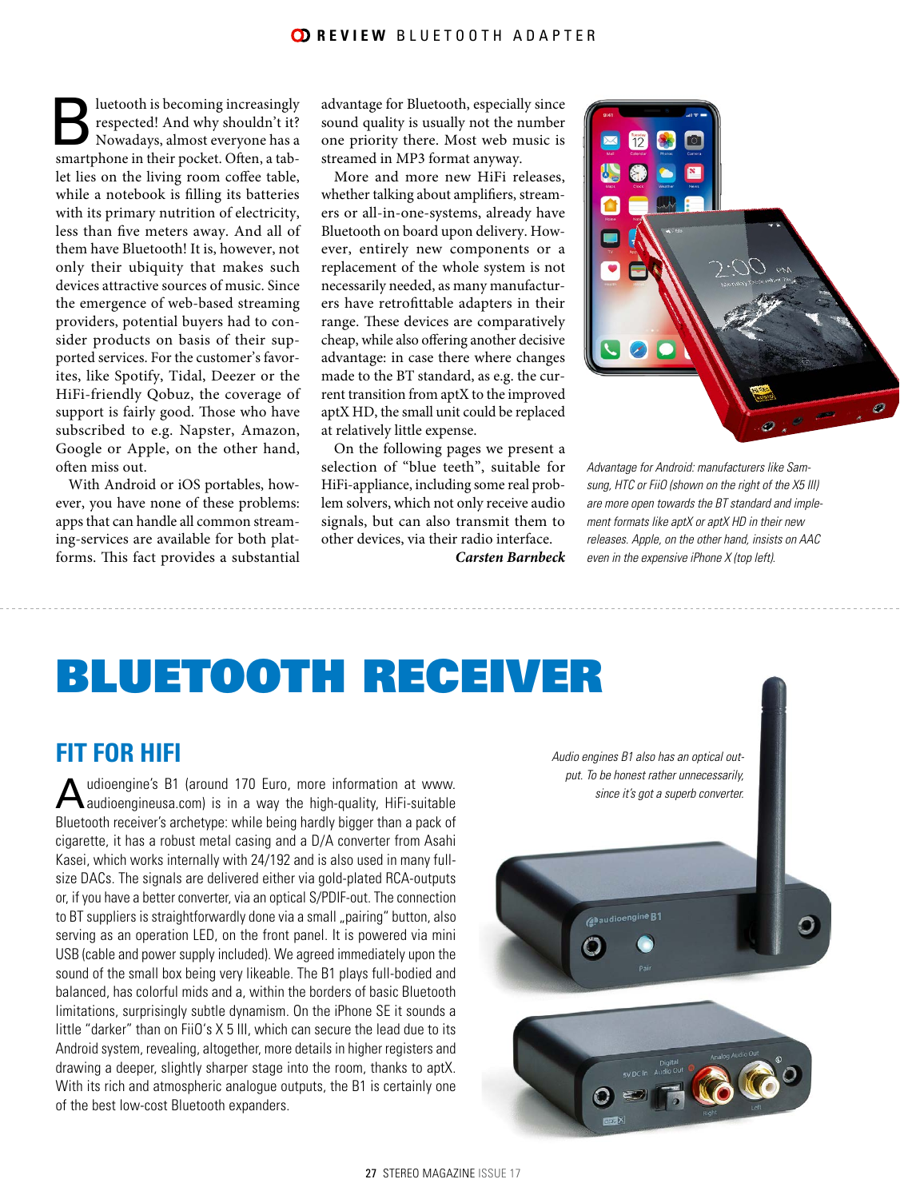Bluetooth is becoming increasingly respected! And why shouldn't it? Nowadays, almost everyone has a smartphone in their pocket. Often, a tablet lies on the living room coffee table, while a notebook is filling its batteries with its primary nutrition of electricity, less than five meters away. And all of them have Bluetooth! It is, however, not only their ubiquity that makes such devices attractive sources of music. Since the emergence of web-based streaming providers, potential buyers had to consider products on basis of their supported services. For the customer's favorites, like Spotify, Tidal, Deezer or the HiFi-friendly Qobuz, the coverage of support is fairly good. Those who have subscribed to e.g. Napster, Amazon, Google or Apple, on the other hand, often miss out.

With Android or iOS portables, however, you have none of these problems: apps that can handle all common streaming-services are available for both platforms. This fact provides a substantial advantage for Bluetooth, especially since sound quality is usually not the number one priority there. Most web music is streamed in MP3 format anyway.

More and more new HiFi releases, whether talking about amplifiers, streamers or all-in-one-systems, already have Bluetooth on board upon delivery. However, entirely new components or a replacement of the whole system is not necessarily needed, as many manufacturers have retrofittable adapters in their range. These devices are comparatively cheap, while also offering another decisive advantage: in case there where changes made to the BT standard, as e.g. the current transition from aptX to the improved aptX HD, the small unit could be replaced at relatively little expense.

On the following pages we present a selection of "blue teeth", suitable for HiFi-appliance, including some real problem solvers, which not only receive audio signals, but can also transmit them to other devices, via their radio interface.

***Carsten Barnbeck***

*Advantage for Android: manufacturers like Samsung, HTC or FiiO (shown on the right of the X5 III) are more open towards the BT standard and implement formats like aptX or aptX HD in their new releases. Apple, on the other hand, insists on AAC even in the expensive iPhone X (top left).*

# BLUETOOTH RECEIVER

## FIT FOR HIFI

Audioengine's B1 (around 170 Euro, more information at www.audioengineusa.com) is in a way the high-quality, HiFi-suitable Bluetooth receiver's archetype: while being hardly bigger than a pack of cigarette, it has a robust metal casing and a D/A converter from Asahi Kasei, which works internally with 24/192 and is also used in many full-size DACs. The signals are delivered either via gold-plated RCA-outputs or, if you have a better converter, via an optical S/PDIF-out. The connection to BT suppliers is straightforwardly done via a small „pairing" button, also serving as an operation LED, on the front panel. It is powered via mini USB (cable and power supply included). We agreed immediately upon the sound of the small box being very likeable. The B1 plays full-bodied and balanced, has colorful mids and a, within the borders of basic Bluetooth limitations, surprisingly subtle dynamism. On the iPhone SE it sounds a little "darker" than on FiiO's X 5 III, which can secure the lead due to its Android system, revealing, altogether, more details in higher registers and drawing a deeper, slightly sharper stage into the room, thanks to aptX. With its rich and atmospheric analogue outputs, the B1 is certainly one of the best low-cost Bluetooth expanders.

*Audio engines B1 also has an optical output. To be honest rather unnecessarily, since it's got a superb converter.*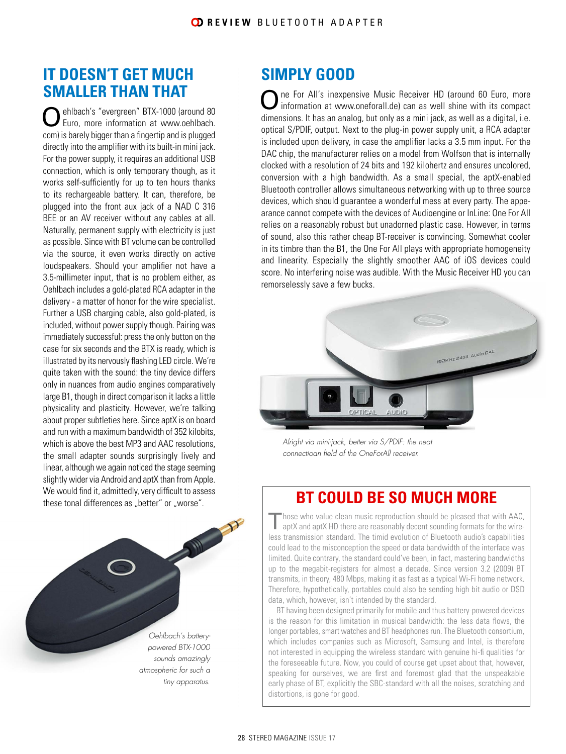## IT DOESN'T GET MUCH SMALLER THAN THAT

Oehlbach's "evergreen" BTX-1000 (around 80 Euro, more information at www.oehlbach.com) is barely bigger than a fingertip and is plugged directly into the amplifier with its built-in mini jack. For the power supply, it requires an additional USB connection, which is only temporary though, as it works self-sufficiently for up to ten hours thanks to its rechargeable battery. It can, therefore, be plugged into the front aux jack of a NAD C 316 BEE or an AV receiver without any cables at all. Naturally, permanent supply with electricity is just as possible. Since with BT volume can be controlled via the source, it even works directly on active loudspeakers. Should your amplifier not have a 3.5-millimeter input, that is no problem either, as Oehlbach includes a gold-plated RCA adapter in the delivery - a matter of honor for the wire specialist. Further a USB charging cable, also gold-plated, is included, without power supply though. Pairing was immediately successful: press the only button on the case for six seconds and the BTX is ready, which is illustrated by its nervously flashing LED circle. We're quite taken with the sound: the tiny device differs only in nuances from audio engines comparatively large B1, though in direct comparison it lacks a little physicality and plasticity. However, we're talking about proper subtleties here. Since aptX is on board and run with a maximum bandwidth of 352 kilobits, which is above the best MP3 and AAC resolutions, the small adapter sounds surprisingly lively and linear, although we again noticed the stage seeming slightly wider via Android and aptX than from Apple. We would find it, admittedly, very difficult to assess these tonal differences as „better" or „worse".

*Oehlbach's battery-powered BTX-1000 sounds amazingly atmospheric for such a tiny apparatus.*

## SIMPLY GOOD

One For All's inexpensive Music Receiver HD (around 60 Euro, more information at www.oneforall.de) can as well shine with its compact dimensions. It has an analog, but only as a mini jack, as well as a digital, i.e. optical S/PDIF, output. Next to the plug-in power supply unit, a RCA adapter is included upon delivery, in case the amplifier lacks a 3.5 mm input. For the DAC chip, the manufacturer relies on a model from Wolfson that is internally clocked with a resolution of 24 bits and 192 kilohertz and ensures uncolored, conversion with a high bandwidth. As a small special, the aptX-enabled Bluetooth controller allows simultaneous networking with up to three source devices, which should guarantee a wonderful mess at every party. The appearance cannot compete with the devices of Audioengine or InLine: One For All relies on a reasonably robust but unadorned plastic case. However, in terms of sound, also this rather cheap BT-receiver is convincing. Somewhat cooler in its timbre than the B1, the One For All plays with appropriate homogeneity and linearity. Especially the slightly smoother AAC of iOS devices could score. No interfering noise was audible. With the Music Receiver HD you can remorselessly save a few bucks.

*Alright via mini-jack, better via S/PDIF: the neat connectioan field of the OneForAll receiver.*

## BT COULD BE SO MUCH MORE

Those who value clean music reproduction should be pleased that with AAC, aptX and aptX HD there are reasonably decent sounding formats for the wireless transmission standard. The timid evolution of Bluetooth audio's capabilities could lead to the misconception the speed or data bandwidth of the interface was limited. Quite contrary, the standard could've been, in fact, mastering bandwidths up to the megabit-registers for almost a decade. Since version 3.2 (2009) BT transmits, in theory, 480 Mbps, making it as fast as a typical Wi-Fi home network. Therefore, hypothetically, portables could also be sending high bit audio or DSD data, which, however, isn't intended by the standard.

BT having been designed primarily for mobile and thus battery-powered devices is the reason for this limitation in musical bandwidth: the less data flows, the longer portables, smart watches and BT headphones run. The Bluetooth consortium, which includes companies such as Microsoft, Samsung and Intel, is therefore not interested in equipping the wireless standard with genuine hi-fi qualities for the foreseeable future. Now, you could of course get upset about that, however, speaking for ourselves, we are first and foremost glad that the unspeakable early phase of BT, explicitly the SBC-standard with all the noises, scratching and distortions, is gone for good.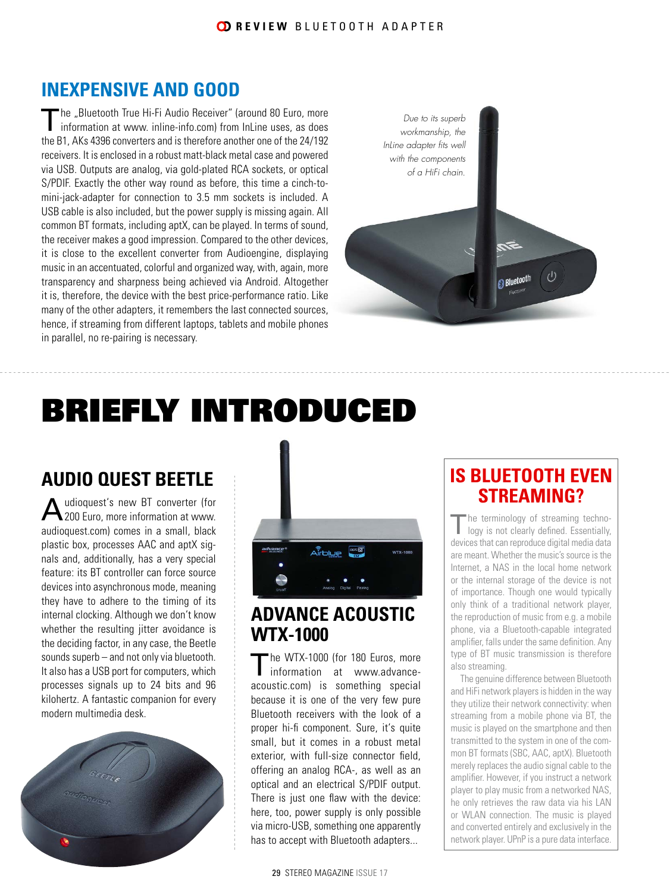## INEXPENSIVE AND GOOD

The „Bluetooth True Hi-Fi Audio Receiver" (around 80 Euro, more information at www. inline-info.com) from InLine uses, as does the B1, AKs 4396 converters and is therefore another one of the 24/192 receivers. It is enclosed in a robust matt-black metal case and powered via USB. Outputs are analog, via gold-plated RCA sockets, or optical S/PDIF. Exactly the other way round as before, this time a cinch-to-mini-jack-adapter for connection to 3.5 mm sockets is included. A USB cable is also included, but the power supply is missing again. All common BT formats, including aptX, can be played. In terms of sound, the receiver makes a good impression. Compared to the other devices, it is close to the excellent converter from Audioengine, displaying music in an accentuated, colorful and organized way, with, again, more transparency and sharpness being achieved via Android. Altogether it is, therefore, the device with the best price-performance ratio. Like many of the other adapters, it remembers the last connected sources, hence, if streaming from different laptops, tablets and mobile phones in parallel, no re-pairing is necessary.

*Due to its superb workmanship, the InLine adapter fits well with the components of a HiFi chain.*

# BRIEFLY INTRODUCED

## AUDIO QUEST BEETLE

Audioquest's new BT converter (for 200 Euro, more information at www. audioquest.com) comes in a small, black plastic box, processes AAC and aptX signals and, additionally, has a very special feature: its BT controller can force source devices into asynchronous mode, meaning they have to adhere to the timing of its internal clocking. Although we don't know whether the resulting jitter avoidance is the deciding factor, in any case, the Beetle sounds superb – and not only via bluetooth. It also has a USB port for computers, which processes signals up to 24 bits and 96 kilohertz. A fantastic companion for every modern multimedia desk.

## ADVANCE ACOUSTIC WTX-1000

The WTX-1000 (for 180 Euros, more information at www.advance-acoustic.com) is something special because it is one of the very few pure Bluetooth receivers with the look of a proper hi-fi component. Sure, it's quite small, but it comes in a robust metal exterior, with full-size connector field, offering an analog RCA-, as well as an optical and an electrical S/PDIF output. There is just one flaw with the device: here, too, power supply is only possible via micro-USB, something one apparently has to accept with Bluetooth adapters...

## IS BLUETOOTH EVEN STREAMING?

The terminology of streaming technology is not clearly defined. Essentially, devices that can reproduce digital media data are meant. Whether the music's source is the Internet, a NAS in the local home network or the internal storage of the device is not of importance. Though one would typically only think of a traditional network player, the reproduction of music from e.g. a mobile phone, via a Bluetooth-capable integrated amplifier, falls under the same definition. Any type of BT music transmission is therefore also streaming.

The genuine difference between Bluetooth and HiFi network players is hidden in the way they utilize their network connectivity: when streaming from a mobile phone via BT, the music is played on the smartphone and then transmitted to the system in one of the common BT formats (SBC, AAC, aptX). Bluetooth merely replaces the audio signal cable to the amplifier. However, if you instruct a network player to play music from a networked NAS, he only retrieves the raw data via his LAN or WLAN connection. The music is played and converted entirely and exclusively in the network player. UPnP is a pure data interface.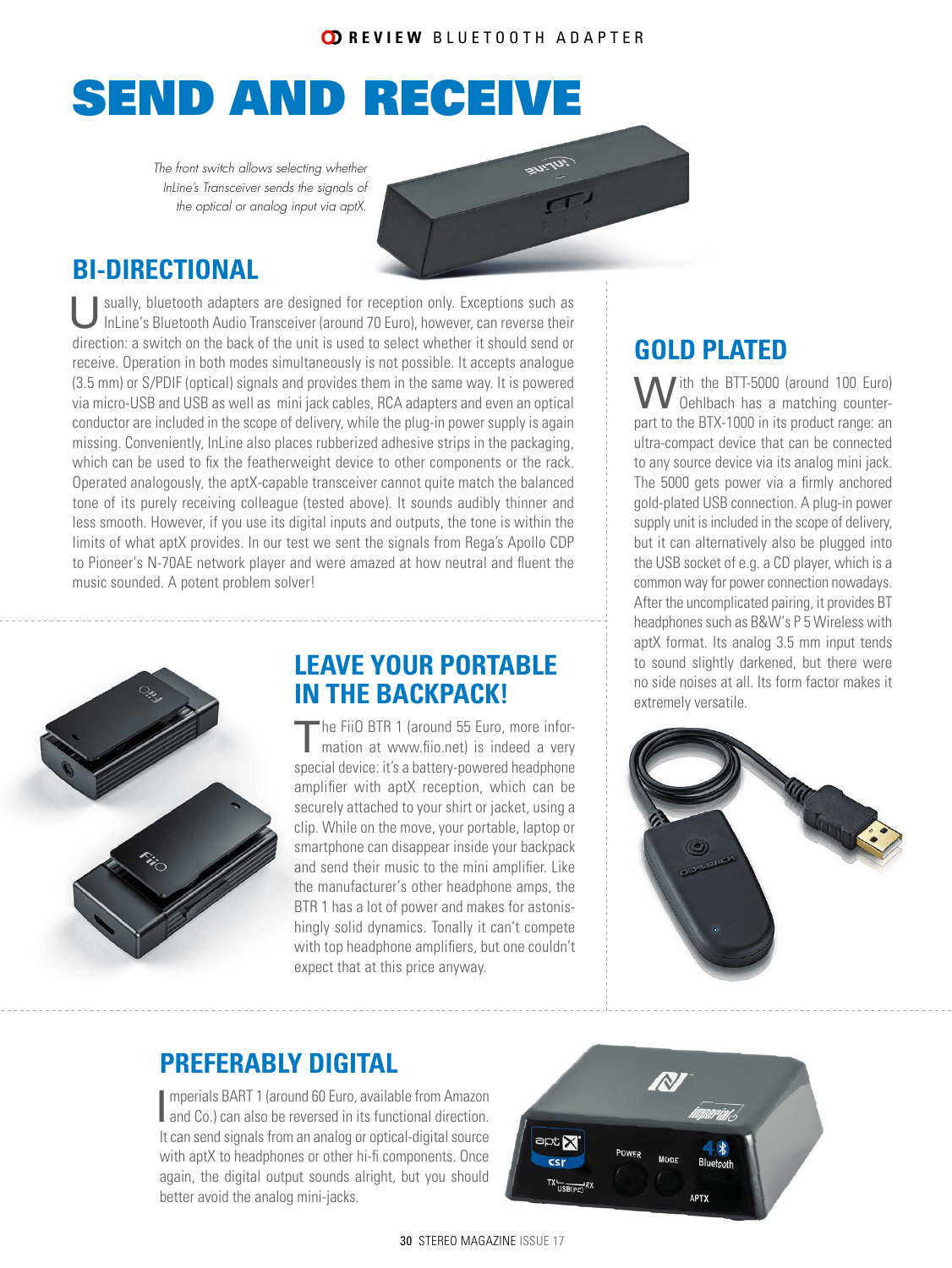# SEND AND RECEIVE

*The front switch allows selecting whether InLine's Transceiver sends the signals of the optical or analog input via aptX.*

## BI-DIRECTIONAL

Usually, bluetooth adapters are designed for reception only. Exceptions such as InLine's Bluetooth Audio Transceiver (around 70 Euro), however, can reverse their direction: a switch on the back of the unit is used to select whether it should send or receive. Operation in both modes simultaneously is not possible. It accepts analogue (3.5 mm) or S/PDIF (optical) signals and provides them in the same way. It is powered via micro-USB and USB as well as mini jack cables, RCA adapters and even an optical conductor are included in the scope of delivery, while the plug-in power supply is again missing. Conveniently, InLine also places rubberized adhesive strips in the packaging, which can be used to fix the featherweight device to other components or the rack. Operated analogously, the aptX-capable transceiver cannot quite match the balanced tone of its purely receiving colleague (tested above). It sounds audibly thinner and less smooth. However, if you use its digital inputs and outputs, the tone is within the limits of what aptX provides. In our test we sent the signals from Rega's Apollo CDP to Pioneer's N-70AE network player and were amazed at how neutral and fluent the music sounded. A potent problem solver!

## LEAVE YOUR PORTABLE IN THE BACKPACK!

The FiiO BTR 1 (around 55 Euro, more information at www.fiio.net) is indeed a very special device: it's a battery-powered headphone amplifier with aptX reception, which can be securely attached to your shirt or jacket, using a clip. While on the move, your portable, laptop or smartphone can disappear inside your backpack and send their music to the mini amplifier. Like the manufacturer's other headphone amps, the BTR 1 has a lot of power and makes for astonishingly solid dynamics. Tonally it can't compete with top headphone amplifiers, but one couldn't expect that at this price anyway.

## GOLD PLATED

With the BTT-5000 (around 100 Euro) Oehlbach has a matching counterpart to the BTX-1000 in its product range: an ultra-compact device that can be connected to any source device via its analog mini jack. The 5000 gets power via a firmly anchored gold-plated USB connection. A plug-in power supply unit is included in the scope of delivery, but it can alternatively also be plugged into the USB socket of e.g. a CD player, which is a common way for power connection nowadays. After the uncomplicated pairing, it provides BT headphones such as B&W's P 5 Wireless with aptX format. Its analog 3.5 mm input tends to sound slightly darkened, but there were no side noises at all. Its form factor makes it extremely versatile.

## PREFERABLY DIGITAL

Imperials BART 1 (around 60 Euro, available from Amazon and Co.) can also be reversed in its functional direction. It can send signals from an analog or optical-digital source with aptX to headphones or other hi-fi components. Once again, the digital output sounds alright, but you should better avoid the analog mini-jacks.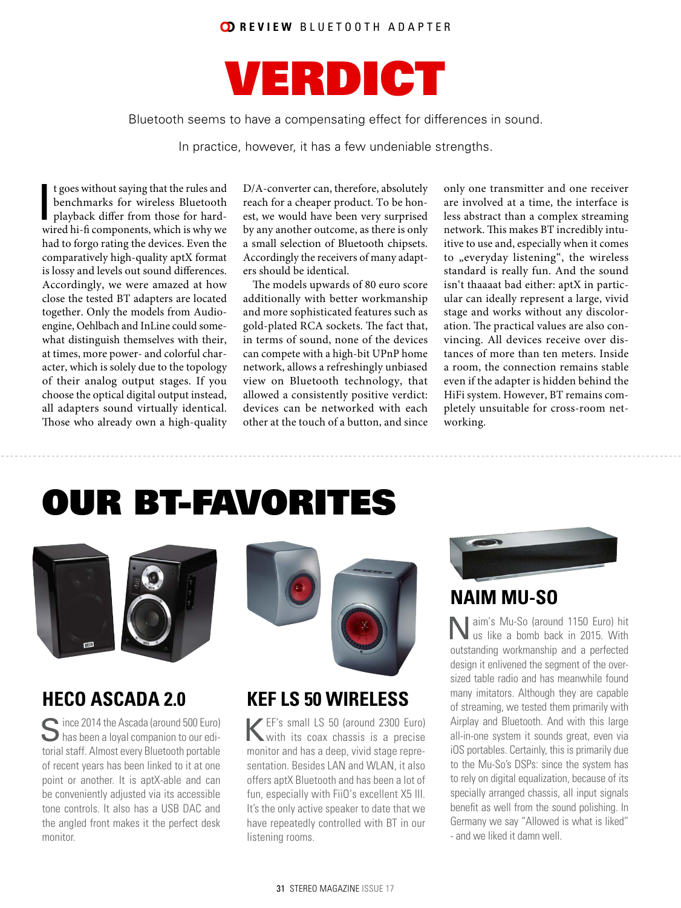# VERDICT

Bluetooth seems to have a compensating effect for differences in sound.

In practice, however, it has a few undeniable strengths.

It goes without saying that the rules and benchmarks for wireless Bluetooth playback differ from those for hardwired hi-fi components, which is why we had to forgo rating the devices. Even the comparatively high-quality aptX format is lossy and levels out sound differences. Accordingly, we were amazed at how close the tested BT adapters are located together. Only the models from Audioengine, Oehlbach and InLine could somewhat distinguish themselves with their, at times, more power- and colorful character, which is solely due to the topology of their analog output stages. If you choose the optical digital output instead, all adapters sound virtually identical. Those who already own a high-quality D/A-converter can, therefore, absolutely reach for a cheaper product. To be honest, we would have been very surprised by any another outcome, as there is only a small selection of Bluetooth chipsets. Accordingly the receivers of many adapters should be identical.

The models upwards of 80 euro score additionally with better workmanship and more sophisticated features such as gold-plated RCA sockets. The fact that, in terms of sound, none of the devices can compete with a high-bit UPnP home network, allows a refreshingly unbiased view on Bluetooth technology, that allowed a consistently positive verdict: devices can be networked with each other at the touch of a button, and since only one transmitter and one receiver are involved at a time, the interface is less abstract than a complex streaming network. This makes BT incredibly intuitive to use and, especially when it comes to „everyday listening", the wireless standard is really fun. And the sound isn't thaaaat bad either: aptX in particular can ideally represent a large, vivid stage and works without any discoloration. The practical values are also convincing. All devices receive over distances of more than ten meters. Inside a room, the connection remains stable even if the adapter is hidden behind the HiFi system. However, BT remains completely unsuitable for cross-room networking.

# OUR BT-FAVORITES

## HECO ASCADA 2.0

Since 2014 the Ascada (around 500 Euro) has been a loyal companion to our editorial staff. Almost every Bluetooth portable of recent years has been linked to it at one point or another. It is aptX-able and can be conveniently adjusted via its accessible tone controls. It also has a USB DAC and the angled front makes it the perfect desk monitor.

## KEF LS 50 WIRELESS

KEF's small LS 50 (around 2300 Euro) with its coax chassis is a precise monitor and has a deep, vivid stage representation. Besides LAN and WLAN, it also offers aptX Bluetooth and has been a lot of fun, especially with FiiO's excellent X5 III. It's the only active speaker to date that we have repeatedly controlled with BT in our listening rooms.

## NAIM MU-SO

Naim's Mu-So (around 1150 Euro) hit us like a bomb back in 2015. With outstanding workmanship and a perfected design it enlivened the segment of the oversized table radio and has meanwhile found many imitators. Although they are capable of streaming, we tested them primarily with Airplay and Bluetooth. And with this large all-in-one system it sounds great, even via iOS portables. Certainly, this is primarily due to the Mu-So's DSPs: since the system has to rely on digital equalization, because of its specially arranged chassis, all input signals benefit as well from the sound polishing. In Germany we say "Allowed is what is liked" - and we liked it damn well.